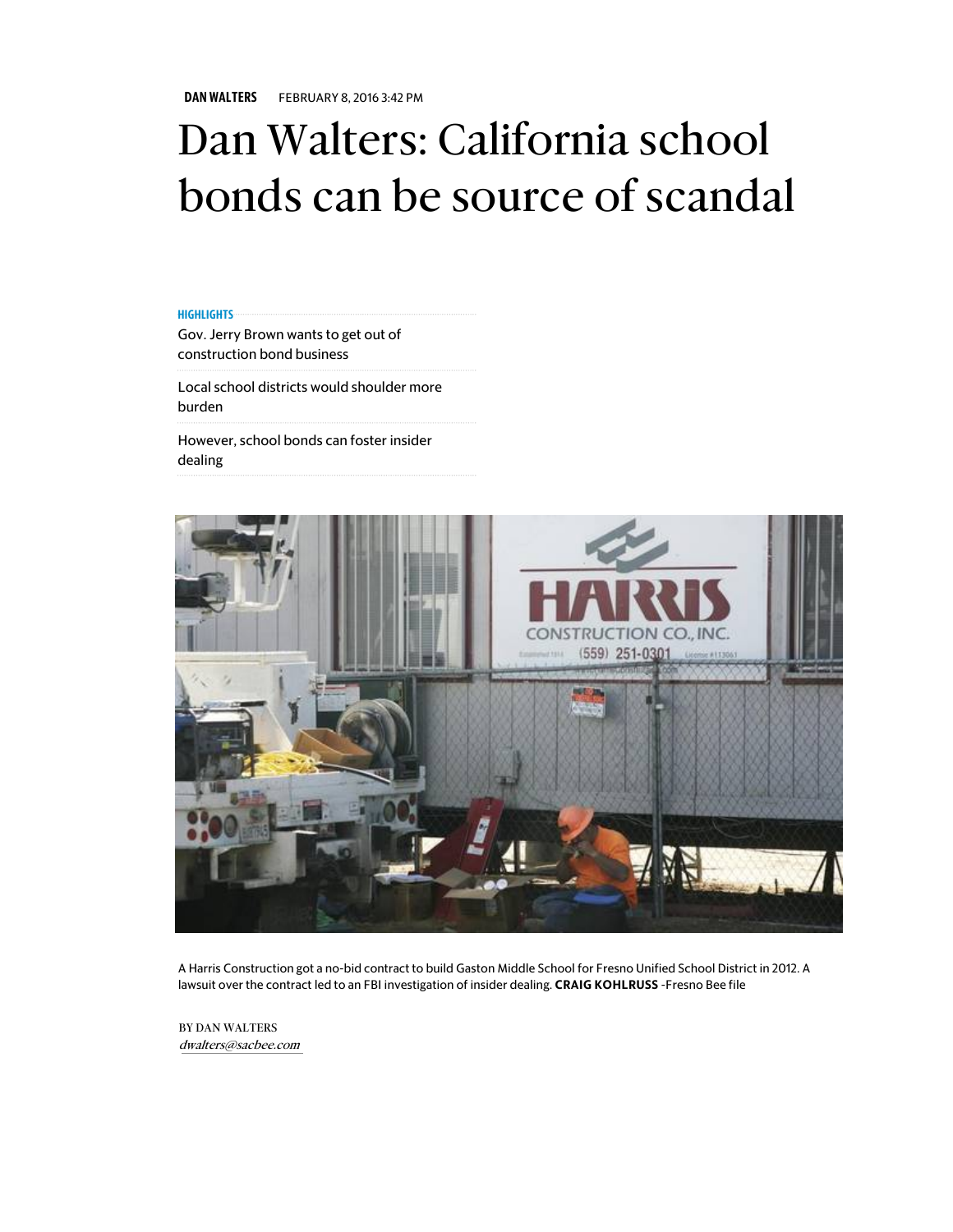DAN WALTERS FEBRUARY 8, 2016 3:42 PM

# Dan Walters: California school bonds can be source of scandal

**HIGHLIGHTS**

- Gov. Jerry Brown wants to get out of construction bond business
- Local school districts would shoulder more burden
- However, school bonds can foster insider dealing

A Harris Construction got a no-bid contract to build Gaston Middle School for Fresno Unified School District in 2012. A lawsuit over the contract led to an FBI investigation of insider dealing. **CRAIG KOHLRUSS** -Fresno Bee file

BY DAN WALTERS
*dwalters@sacbee.com*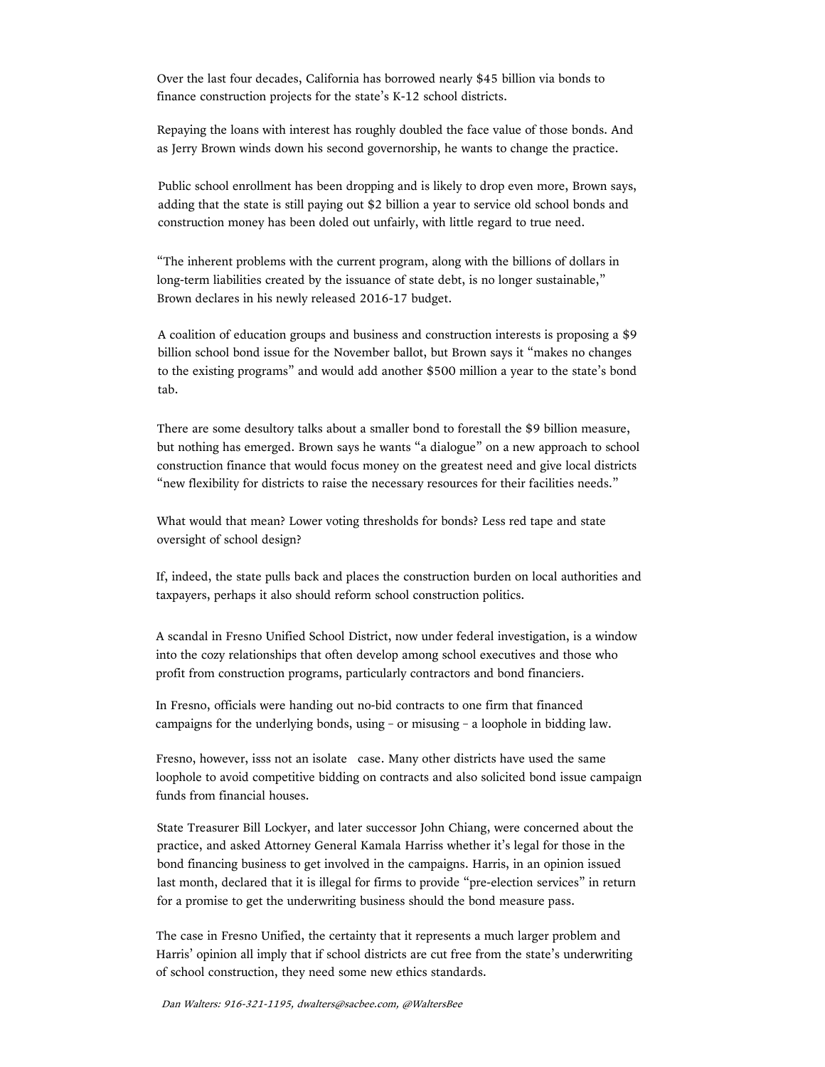Over the last four decades, California has borrowed nearly $45 billion via bonds to finance construction projects for the state's K-12 school districts.

Repaying the loans with interest has roughly doubled the face value of those bonds. And as Jerry Brown winds down his second governorship, he wants to change the practice.

Public school enrollment has been dropping and is likely to drop even more, Brown says, adding that the state is still paying out $2 billion a year to service old school bonds and construction money has been doled out unfairly, with little regard to true need.

"The inherent problems with the current program, along with the billions of dollars in long-term liabilities created by the issuance of state debt, is no longer sustainable," Brown declares in his newly released 2016-17 budget.

A coalition of education groups and business and construction interests is proposing a $9 billion school bond issue for the November ballot, but Brown says it "makes no changes to the existing programs" and would add another $500 million a year to the state's bond tab.

There are some desultory talks about a smaller bond to forestall the $9 billion measure, but nothing has emerged. Brown says he wants "a dialogue" on a new approach to school construction finance that would focus money on the greatest need and give local districts "new flexibility for districts to raise the necessary resources for their facilities needs."

What would that mean? Lower voting thresholds for bonds? Less red tape and state oversight of school design?

If, indeed, the state pulls back and places the construction burden on local authorities and taxpayers, perhaps it also should reform school construction politics.

A scandal in Fresno Unified School District, now under federal investigation, is a window into the cozy relationships that often develop among school executives and those who profit from construction programs, particularly contractors and bond financiers.

In Fresno, officials were handing out no-bid contracts to one firm that financed campaigns for the underlying bonds, using – or misusing – a loophole in bidding law.

Fresno, however, isss not an isolate case. Many other districts have used the same loophole to avoid competitive bidding on contracts and also solicited bond issue campaign funds from financial houses.

State Treasurer Bill Lockyer, and later successor John Chiang, were concerned about the practice, and asked Attorney General Kamala Harriss whether it's legal for those in the bond financing business to get involved in the campaigns. Harris, in an opinion issued last month, declared that it is illegal for firms to provide "pre-election services" in return for a promise to get the underwriting business should the bond measure pass.

The case in Fresno Unified, the certainty that it represents a much larger problem and Harris' opinion all imply that if school districts are cut free from the state's underwriting of school construction, they need some new ethics standards.

*Dan Walters: 916-321-1195, dwalters@sacbee.com, @WaltersBee*